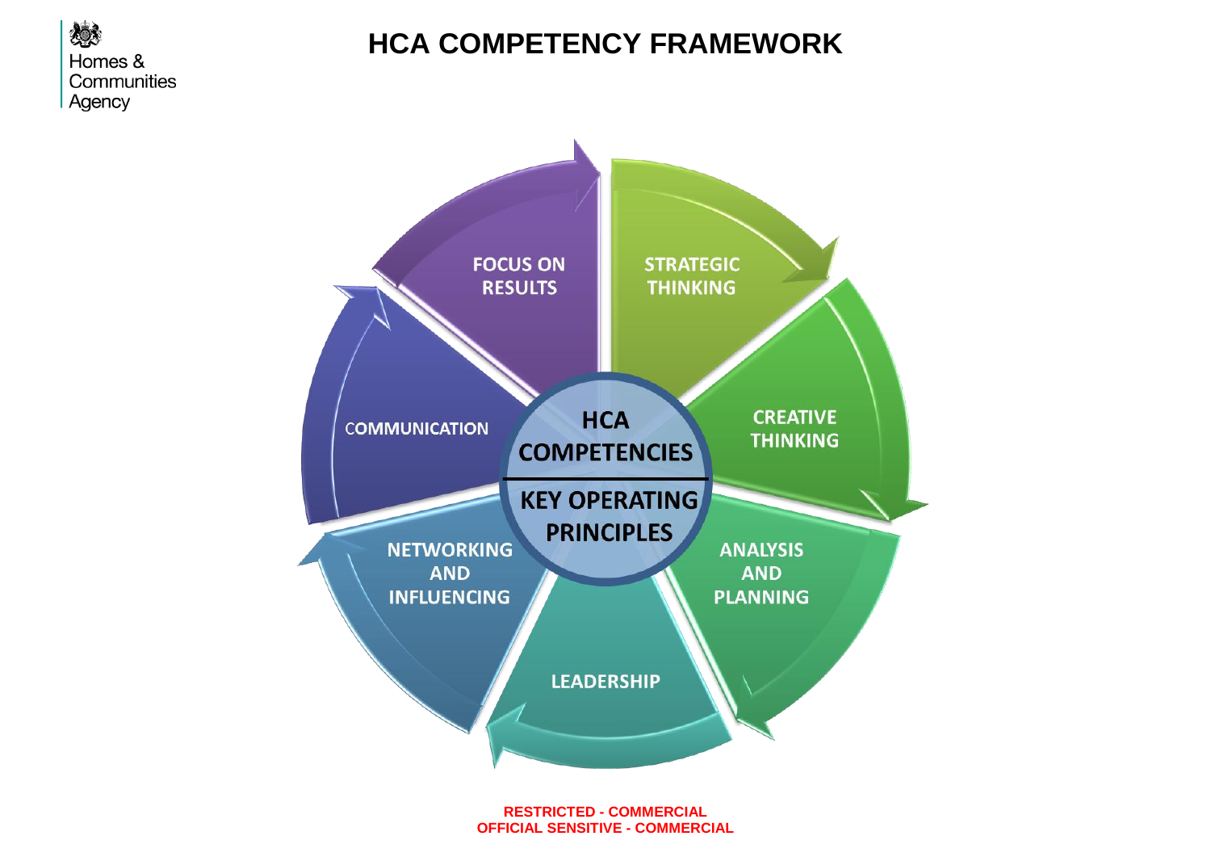Homes & Communities Agency

# HCA COMPETENCY FRAMEWORK

**HCA COMPETENCIES**

**KEY OPERATING PRINCIPLES**

- FOCUS ON RESULTS
- STRATEGIC THINKING
- CREATIVE THINKING
- ANALYSIS AND PLANNING
- LEADERSHIP
- NETWORKING AND INFLUENCING
- COMMUNICATION

RESTRICTED - COMMERCIAL
OFFICIAL SENSITIVE - COMMERCIAL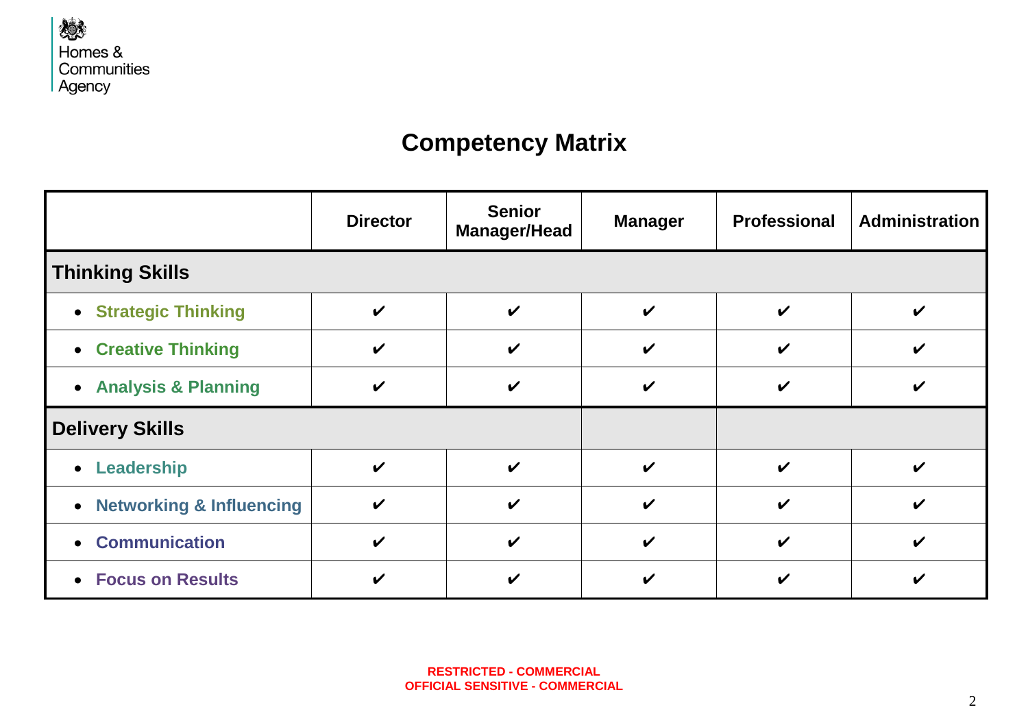Homes & Communities Agency

# Competency Matrix

| | Director | Senior Manager/Head | Manager | Professional | Administration |
|---|---|---|---|---|---|
| **Thinking Skills** | | | | | |
| • Strategic Thinking | ✔ | ✔ | ✔ | ✔ | ✔ |
| • Creative Thinking | ✔ | ✔ | ✔ | ✔ | ✔ |
| • Analysis & Planning | ✔ | ✔ | ✔ | ✔ | ✔ |
| **Delivery Skills** | | | | | |
| • Leadership | ✔ | ✔ | ✔ | ✔ | ✔ |
| • Networking & Influencing | ✔ | ✔ | ✔ | ✔ | ✔ |
| • Communication | ✔ | ✔ | ✔ | ✔ | ✔ |
| • Focus on Results | ✔ | ✔ | ✔ | ✔ | ✔ |

RESTRICTED - COMMERCIAL
OFFICIAL SENSITIVE - COMMERCIAL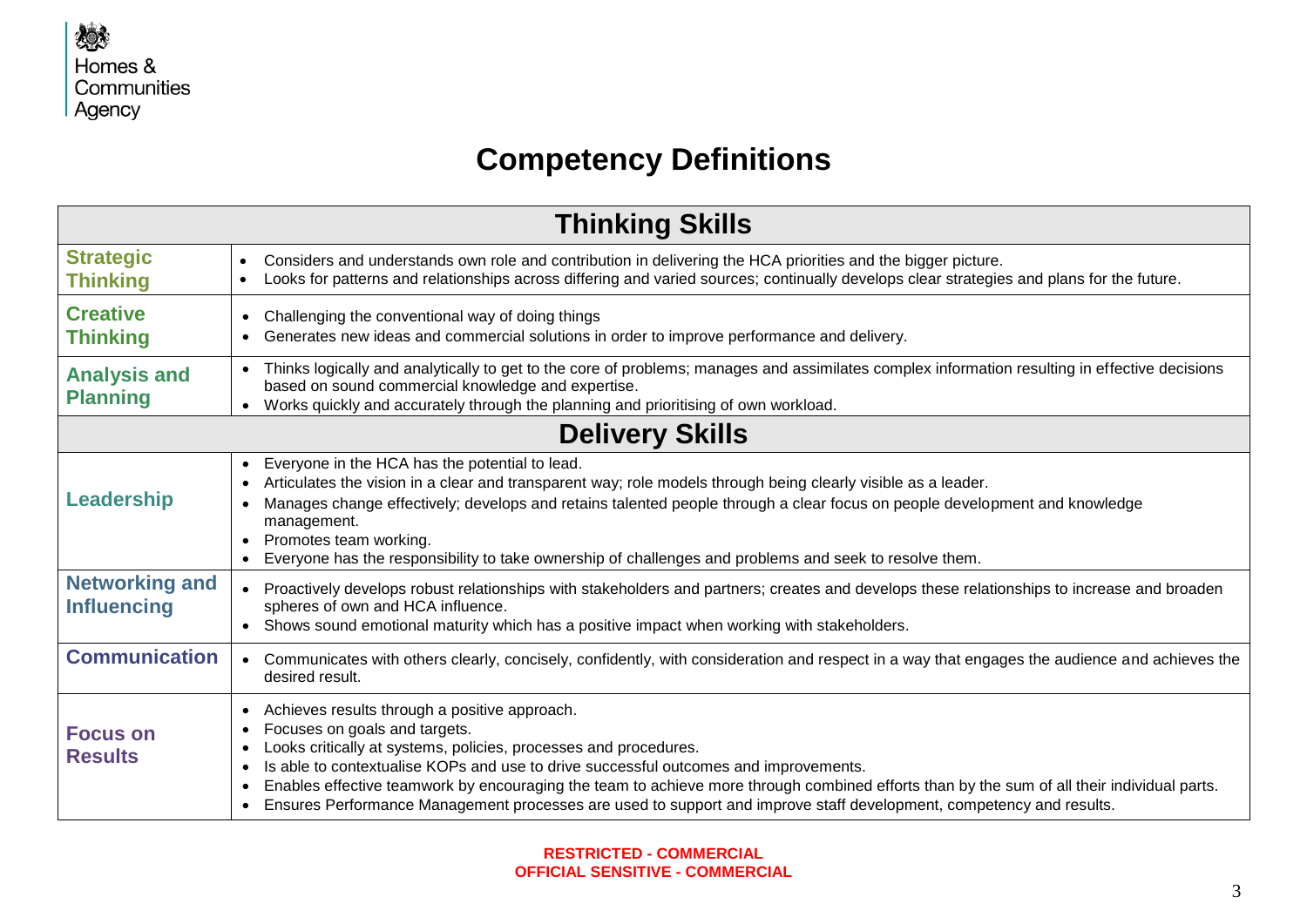Homes & Communities Agency

# Competency Definitions

| **Thinking Skills** | |
|---|---|
| **Strategic Thinking** | • Considers and understands own role and contribution in delivering the HCA priorities and the bigger picture.<br>• Looks for patterns and relationships across differing and varied sources; continually develops clear strategies and plans for the future. |
| **Creative Thinking** | • Challenging the conventional way of doing things<br>• Generates new ideas and commercial solutions in order to improve performance and delivery. |
| **Analysis and Planning** | • Thinks logically and analytically to get to the core of problems; manages and assimilates complex information resulting in effective decisions based on sound commercial knowledge and expertise.<br>• Works quickly and accurately through the planning and prioritising of own workload. |
| **Delivery Skills** | |
| **Leadership** | • Everyone in the HCA has the potential to lead.<br>• Articulates the vision in a clear and transparent way; role models through being clearly visible as a leader.<br>• Manages change effectively; develops and retains talented people through a clear focus on people development and knowledge management.<br>• Promotes team working.<br>• Everyone has the responsibility to take ownership of challenges and problems and seek to resolve them. |
| **Networking and Influencing** | • Proactively develops robust relationships with stakeholders and partners; creates and develops these relationships to increase and broaden spheres of own and HCA influence.<br>• Shows sound emotional maturity which has a positive impact when working with stakeholders. |
| **Communication** | • Communicates with others clearly, concisely, confidently, with consideration and respect in a way that engages the audience and achieves the desired result. |
| **Focus on Results** | • Achieves results through a positive approach.<br>• Focuses on goals and targets.<br>• Looks critically at systems, policies, processes and procedures.<br>• Is able to contextualise KOPs and use to drive successful outcomes and improvements.<br>• Enables effective teamwork by encouraging the team to achieve more through combined efforts than by the sum of all their individual parts.<br>• Ensures Performance Management processes are used to support and improve staff development, competency and results. |

**RESTRICTED - COMMERCIAL**
**OFFICIAL SENSITIVE - COMMERCIAL**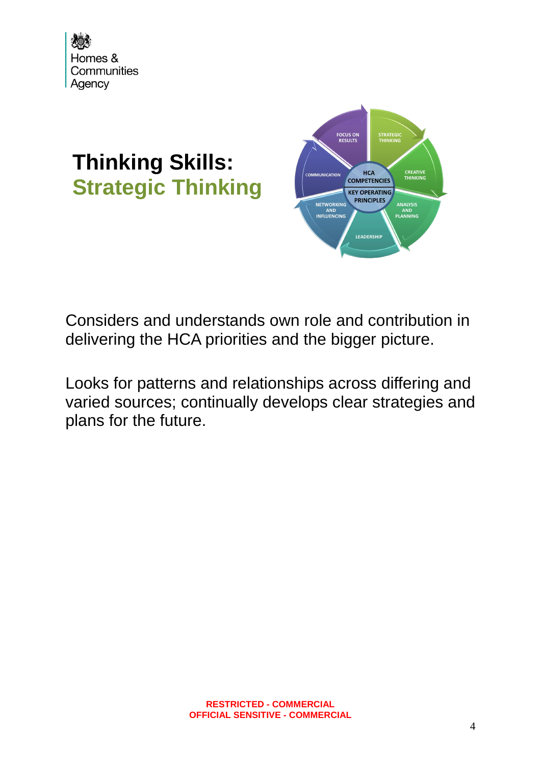# Thinking Skills: Strategic Thinking

Considers and understands own role and contribution in delivering the HCA priorities and the bigger picture.

Looks for patterns and relationships across differing and varied sources; continually develops clear strategies and plans for the future.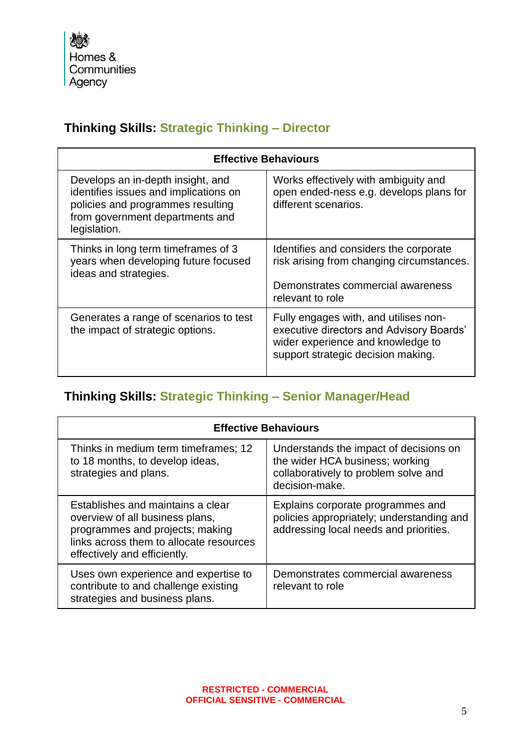## Thinking Skills: Strategic Thinking – Director

| Effective Behaviours | |
|---|---|
| Develops an in-depth insight, and identifies issues and implications on policies and programmes resulting from government departments and legislation. | Works effectively with ambiguity and open ended-ness e.g. develops plans for different scenarios. |
| Thinks in long term timeframes of 3 years when developing future focused ideas and strategies. | Identifies and considers the corporate risk arising from changing circumstances.<br><br>Demonstrates commercial awareness relevant to role |
| Generates a range of scenarios to test the impact of strategic options. | Fully engages with, and utilises non-executive directors and Advisory Boards' wider experience and knowledge to support strategic decision making. |

## Thinking Skills: Strategic Thinking – Senior Manager/Head

| Effective Behaviours | |
|---|---|
| Thinks in medium term timeframes; 12 to 18 months, to develop ideas, strategies and plans. | Understands the impact of decisions on the wider HCA business; working collaboratively to problem solve and decision-make. |
| Establishes and maintains a clear overview of all business plans, programmes and projects; making links across them to allocate resources effectively and efficiently. | Explains corporate programmes and policies appropriately; understanding and addressing local needs and priorities. |
| Uses own experience and expertise to contribute to and challenge existing strategies and business plans. | Demonstrates commercial awareness relevant to role |

RESTRICTED - COMMERCIAL
OFFICIAL SENSITIVE - COMMERCIAL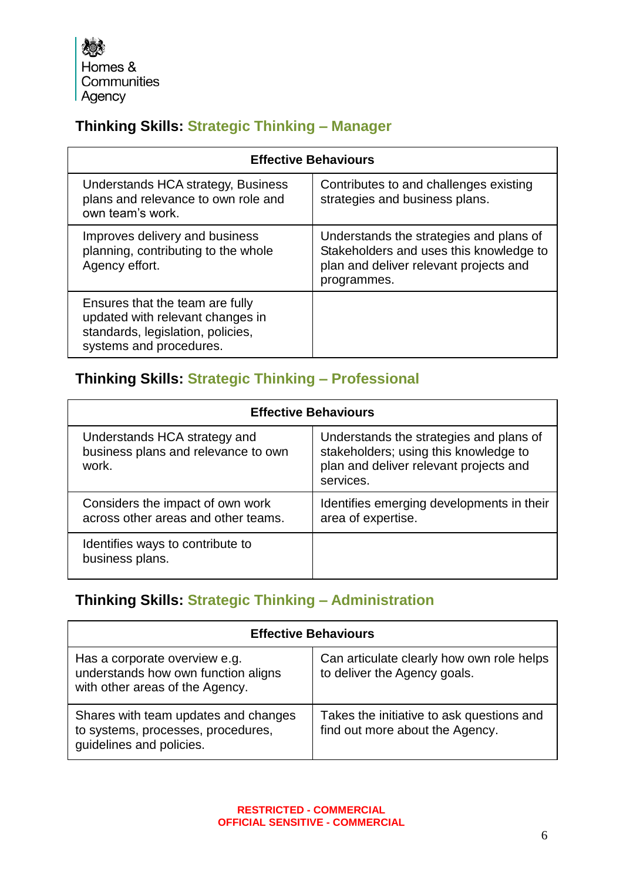Homes & Communities Agency

## Thinking Skills: Strategic Thinking – Manager

| Effective Behaviours | |
|---|---|
| Understands HCA strategy, Business plans and relevance to own role and own team's work. | Contributes to and challenges existing strategies and business plans. |
| Improves delivery and business planning, contributing to the whole Agency effort. | Understands the strategies and plans of Stakeholders and uses this knowledge to plan and deliver relevant projects and programmes. |
| Ensures that the team are fully updated with relevant changes in standards, legislation, policies, systems and procedures. | |

## Thinking Skills: Strategic Thinking – Professional

| Effective Behaviours | |
|---|---|
| Understands HCA strategy and business plans and relevance to own work. | Understands the strategies and plans of stakeholders; using this knowledge to plan and deliver relevant projects and services. |
| Considers the impact of own work across other areas and other teams. | Identifies emerging developments in their area of expertise. |
| Identifies ways to contribute to business plans. | |

## Thinking Skills: Strategic Thinking – Administration

| Effective Behaviours | |
|---|---|
| Has a corporate overview e.g. understands how own function aligns with other areas of the Agency. | Can articulate clearly how own role helps to deliver the Agency goals. |
| Shares with team updates and changes to systems, processes, procedures, guidelines and policies. | Takes the initiative to ask questions and find out more about the Agency. |

RESTRICTED - COMMERCIAL
OFFICIAL SENSITIVE - COMMERCIAL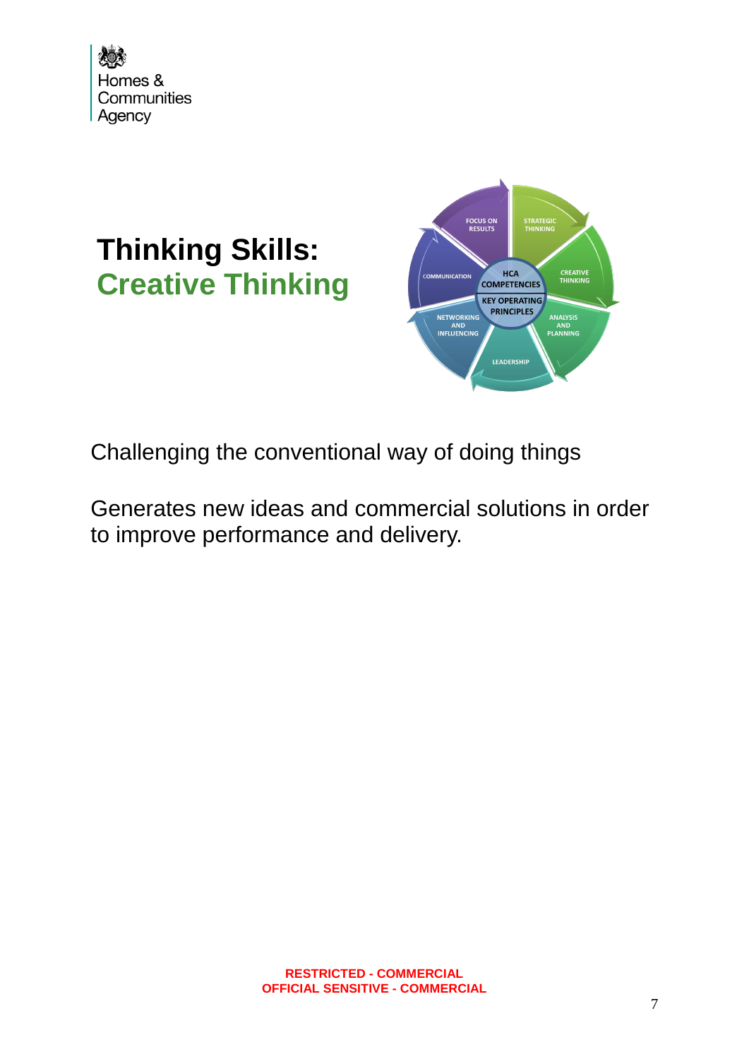# Thinking Skills: Creative Thinking

Challenging the conventional way of doing things

Generates new ideas and commercial solutions in order to improve performance and delivery.

**RESTRICTED - COMMERCIAL**
**OFFICIAL SENSITIVE - COMMERCIAL**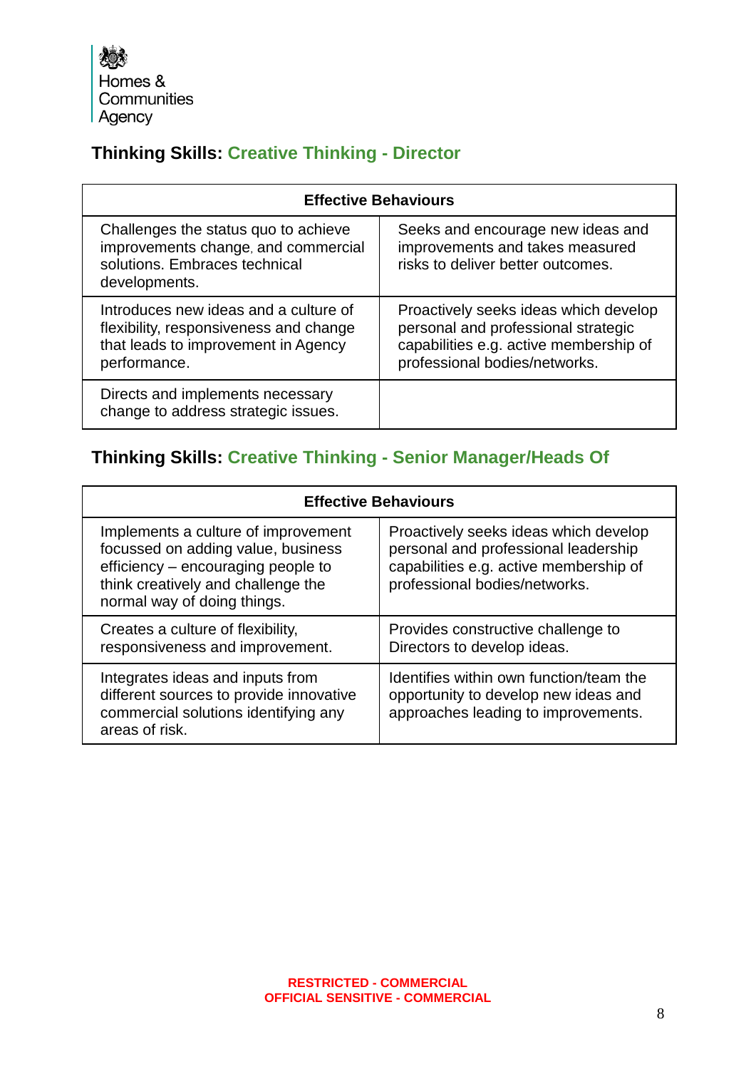Homes & Communities Agency

## Thinking Skills: Creative Thinking - Director

| Effective Behaviours | |
|---|---|
| Challenges the status quo to achieve improvements change, and commercial solutions. Embraces technical developments. | Seeks and encourage new ideas and improvements and takes measured risks to deliver better outcomes. |
| Introduces new ideas and a culture of flexibility, responsiveness and change that leads to improvement in Agency performance. | Proactively seeks ideas which develop personal and professional strategic capabilities e.g. active membership of professional bodies/networks. |
| Directs and implements necessary change to address strategic issues. | |

## Thinking Skills: Creative Thinking - Senior Manager/Heads Of

| Effective Behaviours | |
|---|---|
| Implements a culture of improvement focussed on adding value, business efficiency – encouraging people to think creatively and challenge the normal way of doing things. | Proactively seeks ideas which develop personal and professional leadership capabilities e.g. active membership of professional bodies/networks. |
| Creates a culture of flexibility, responsiveness and improvement. | Provides constructive challenge to Directors to develop ideas. |
| Integrates ideas and inputs from different sources to provide innovative commercial solutions identifying any areas of risk. | Identifies within own function/team the opportunity to develop new ideas and approaches leading to improvements. |

RESTRICTED - COMMERCIAL
OFFICIAL SENSITIVE - COMMERCIAL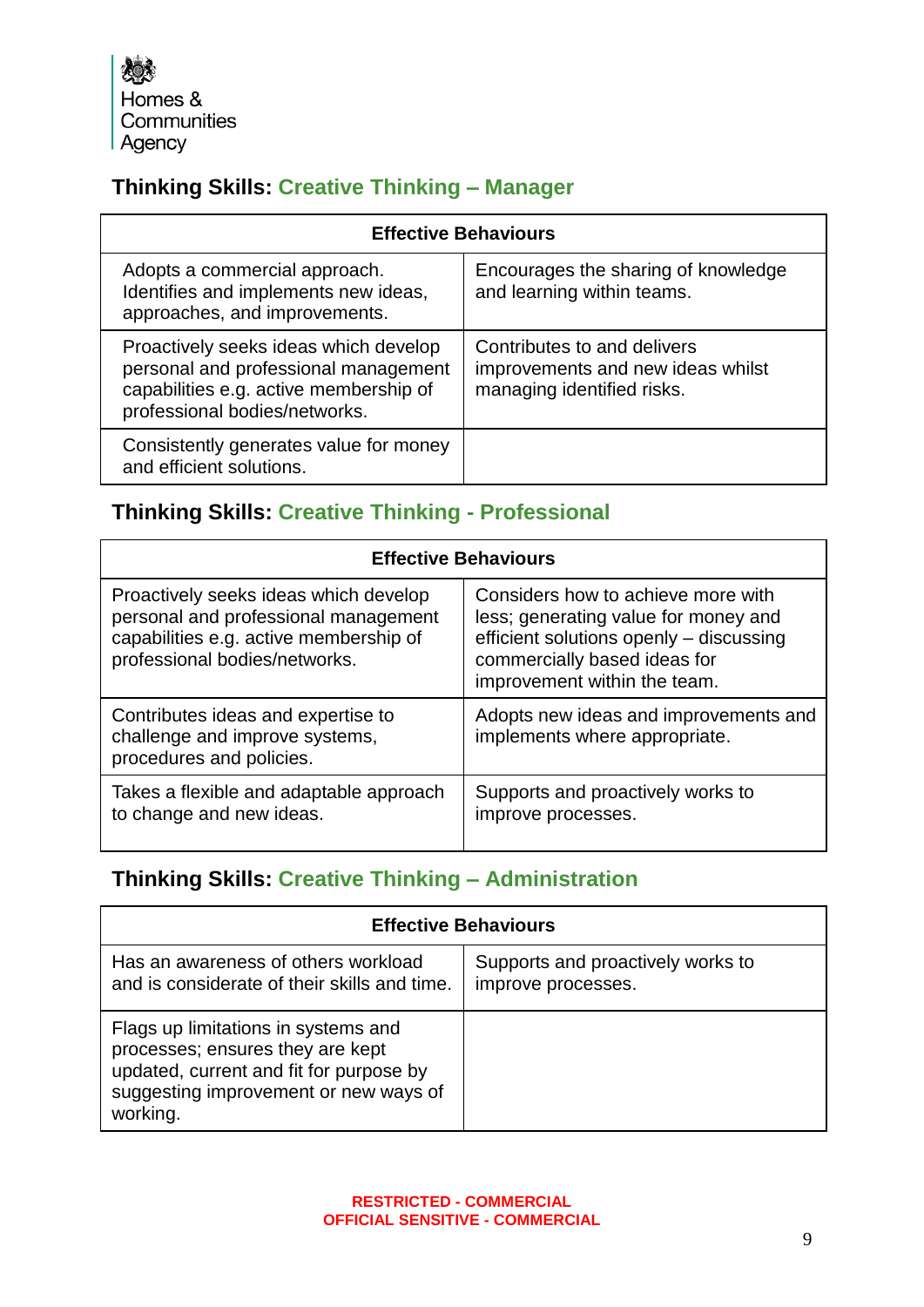## Thinking Skills: Creative Thinking – Manager

| Effective Behaviours | |
|---|---|
| Adopts a commercial approach. Identifies and implements new ideas, approaches, and improvements. | Encourages the sharing of knowledge and learning within teams. |
| Proactively seeks ideas which develop personal and professional management capabilities e.g. active membership of professional bodies/networks. | Contributes to and delivers improvements and new ideas whilst managing identified risks. |
| Consistently generates value for money and efficient solutions. | |

## Thinking Skills: Creative Thinking - Professional

| Effective Behaviours | |
|---|---|
| Proactively seeks ideas which develop personal and professional management capabilities e.g. active membership of professional bodies/networks. | Considers how to achieve more with less; generating value for money and efficient solutions openly – discussing commercially based ideas for improvement within the team. |
| Contributes ideas and expertise to challenge and improve systems, procedures and policies. | Adopts new ideas and improvements and implements where appropriate. |
| Takes a flexible and adaptable approach to change and new ideas. | Supports and proactively works to improve processes. |

## Thinking Skills: Creative Thinking – Administration

| Effective Behaviours | |
|---|---|
| Has an awareness of others workload and is considerate of their skills and time. | Supports and proactively works to improve processes. |
| Flags up limitations in systems and processes; ensures they are kept updated, current and fit for purpose by suggesting improvement or new ways of working. | |

RESTRICTED - COMMERCIAL
OFFICIAL SENSITIVE - COMMERCIAL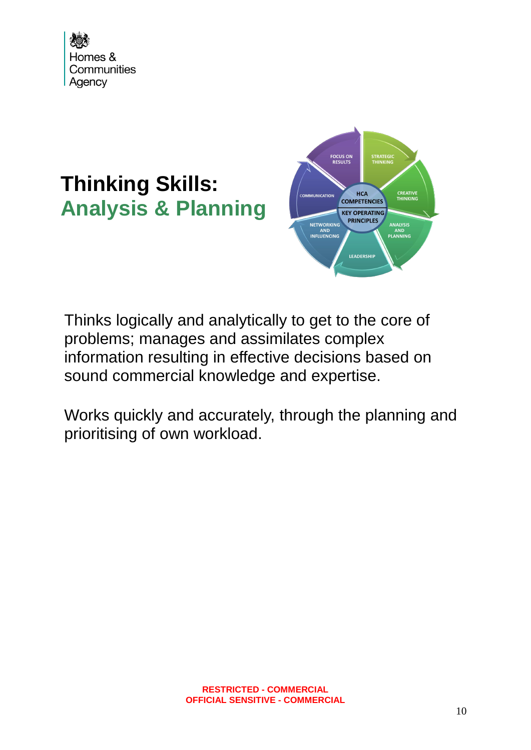Homes & Communities Agency

# Thinking Skills:
## Analysis & Planning

Thinks logically and analytically to get to the core of problems; manages and assimilates complex information resulting in effective decisions based on sound commercial knowledge and expertise.

Works quickly and accurately, through the planning and prioritising of own workload.

RESTRICTED - COMMERCIAL
OFFICIAL SENSITIVE - COMMERCIAL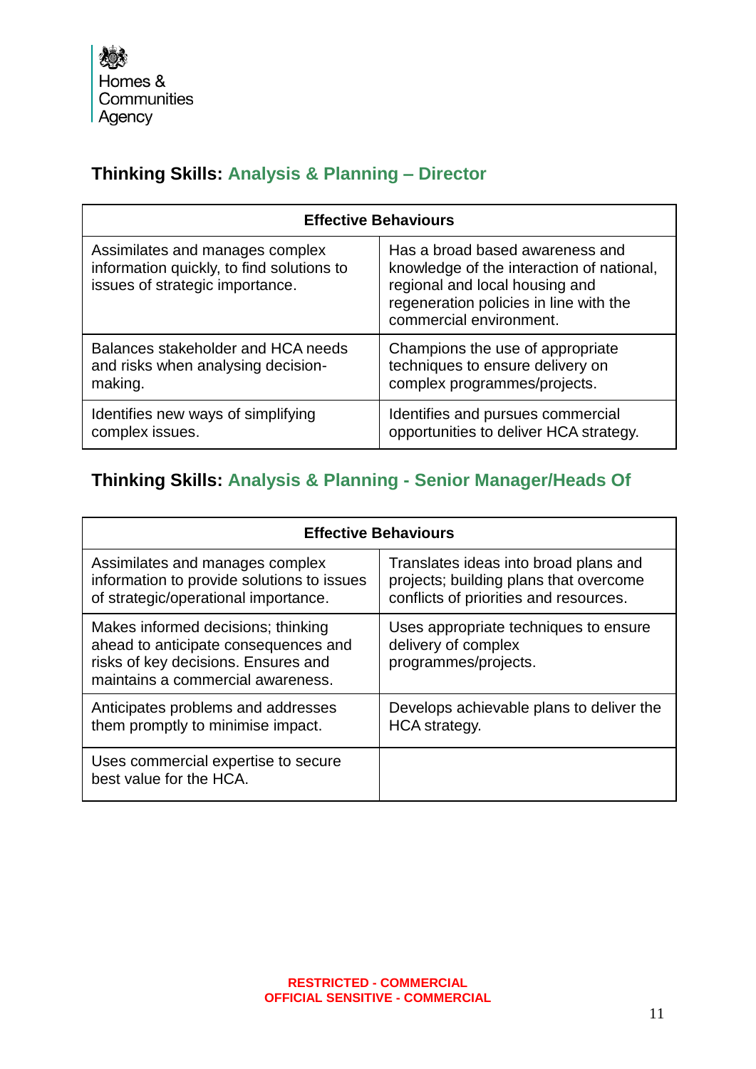## Thinking Skills: Analysis & Planning – Director

| Effective Behaviours | |
|---|---|
| Assimilates and manages complex information quickly, to find solutions to issues of strategic importance. | Has a broad based awareness and knowledge of the interaction of national, regional and local housing and regeneration policies in line with the commercial environment. |
| Balances stakeholder and HCA needs and risks when analysing decision-making. | Champions the use of appropriate techniques to ensure delivery on complex programmes/projects. |
| Identifies new ways of simplifying complex issues. | Identifies and pursues commercial opportunities to deliver HCA strategy. |

## Thinking Skills: Analysis & Planning - Senior Manager/Heads Of

| Effective Behaviours | |
|---|---|
| Assimilates and manages complex information to provide solutions to issues of strategic/operational importance. | Translates ideas into broad plans and projects; building plans that overcome conflicts of priorities and resources. |
| Makes informed decisions; thinking ahead to anticipate consequences and risks of key decisions. Ensures and maintains a commercial awareness. | Uses appropriate techniques to ensure delivery of complex programmes/projects. |
| Anticipates problems and addresses them promptly to minimise impact. | Develops achievable plans to deliver the HCA strategy. |
| Uses commercial expertise to secure best value for the HCA. | |

RESTRICTED - COMMERCIAL
OFFICIAL SENSITIVE - COMMERCIAL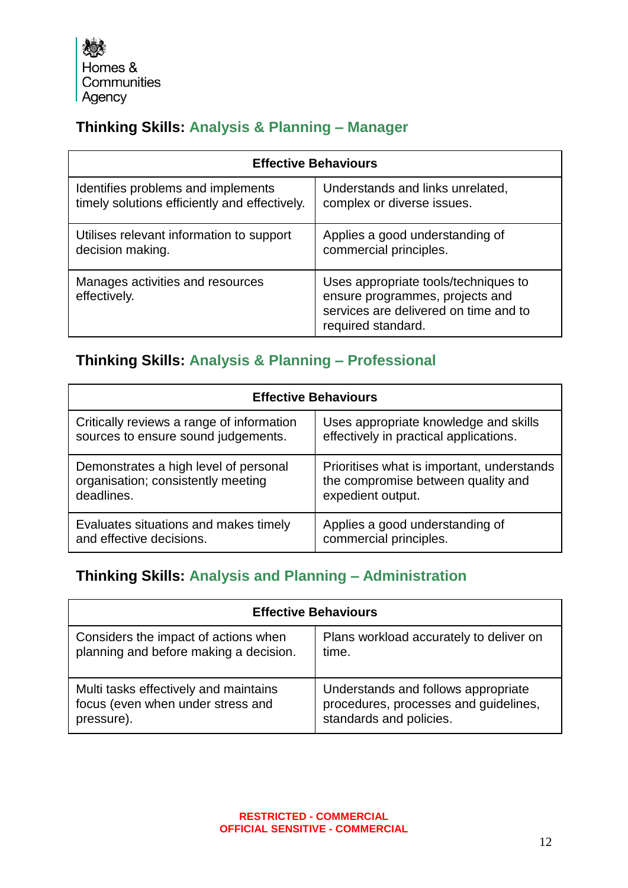## Thinking Skills: Analysis & Planning – Manager

| Effective Behaviours | |
|---|---|
| Identifies problems and implements timely solutions efficiently and effectively. | Understands and links unrelated, complex or diverse issues. |
| Utilises relevant information to support decision making. | Applies a good understanding of commercial principles. |
| Manages activities and resources effectively. | Uses appropriate tools/techniques to ensure programmes, projects and services are delivered on time and to required standard. |

## Thinking Skills: Analysis & Planning – Professional

| Effective Behaviours | |
|---|---|
| Critically reviews a range of information sources to ensure sound judgements. | Uses appropriate knowledge and skills effectively in practical applications. |
| Demonstrates a high level of personal organisation; consistently meeting deadlines. | Prioritises what is important, understands the compromise between quality and expedient output. |
| Evaluates situations and makes timely and effective decisions. | Applies a good understanding of commercial principles. |

## Thinking Skills: Analysis and Planning – Administration

| Effective Behaviours | |
|---|---|
| Considers the impact of actions when planning and before making a decision. | Plans workload accurately to deliver on time. |
| Multi tasks effectively and maintains focus (even when under stress and pressure). | Understands and follows appropriate procedures, processes and guidelines, standards and policies. |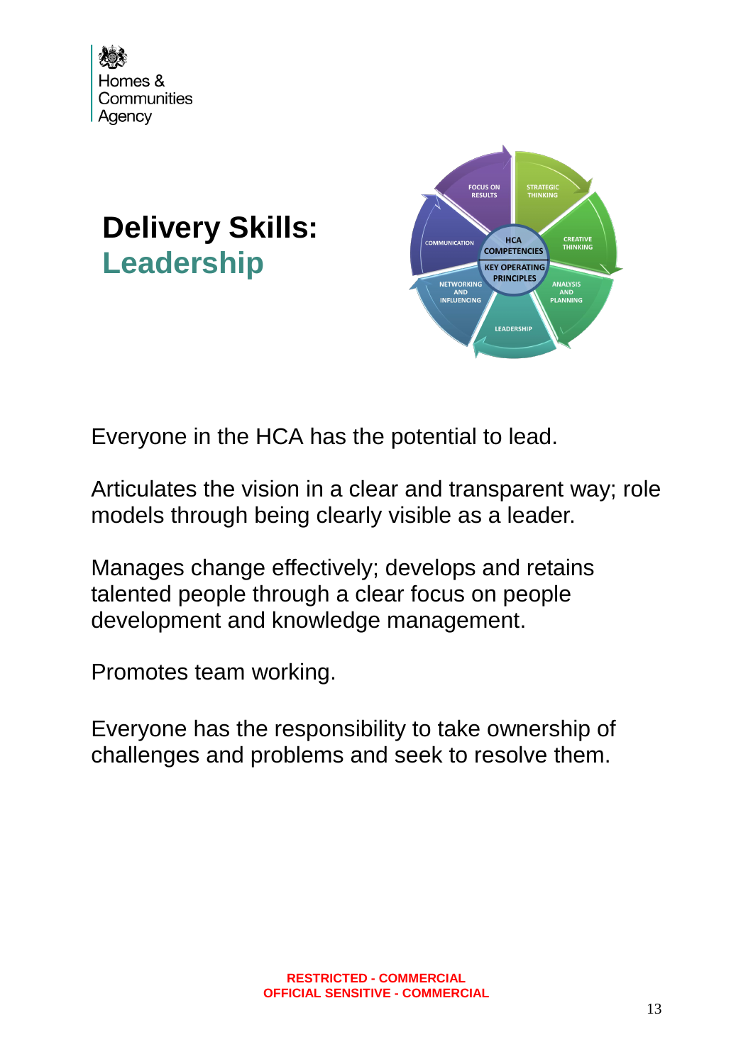# Delivery Skills: Leadership

Everyone in the HCA has the potential to lead.

Articulates the vision in a clear and transparent way; role models through being clearly visible as a leader.

Manages change effectively; develops and retains talented people through a clear focus on people development and knowledge management.

Promotes team working.

Everyone has the responsibility to take ownership of challenges and problems and seek to resolve them.

**RESTRICTED - COMMERCIAL**
**OFFICIAL SENSITIVE - COMMERCIAL**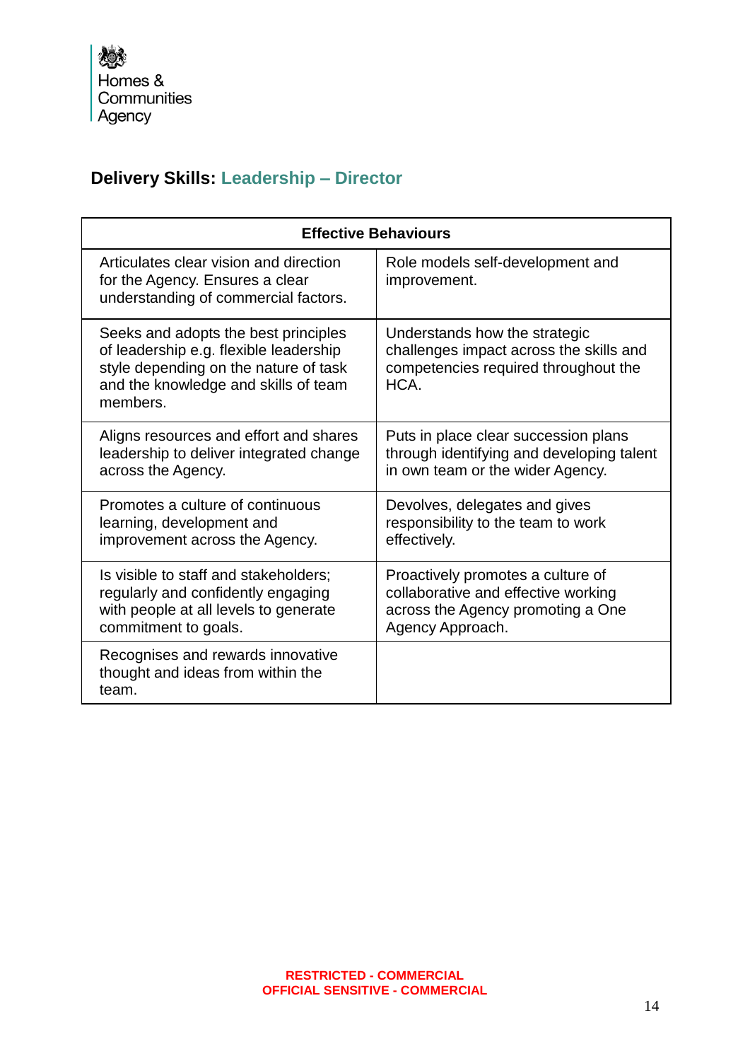Homes & Communities Agency

## Delivery Skills: Leadership – Director

| Effective Behaviours | |
|---|---|
| Articulates clear vision and direction for the Agency. Ensures a clear understanding of commercial factors. | Role models self-development and improvement. |
| Seeks and adopts the best principles of leadership e.g. flexible leadership style depending on the nature of task and the knowledge and skills of team members. | Understands how the strategic challenges impact across the skills and competencies required throughout the HCA. |
| Aligns resources and effort and shares leadership to deliver integrated change across the Agency. | Puts in place clear succession plans through identifying and developing talent in own team or the wider Agency. |
| Promotes a culture of continuous learning, development and improvement across the Agency. | Devolves, delegates and gives responsibility to the team to work effectively. |
| Is visible to staff and stakeholders; regularly and confidently engaging with people at all levels to generate commitment to goals. | Proactively promotes a culture of collaborative and effective working across the Agency promoting a One Agency Approach. |
| Recognises and rewards innovative thought and ideas from within the team. | |

RESTRICTED - COMMERCIAL
OFFICIAL SENSITIVE - COMMERCIAL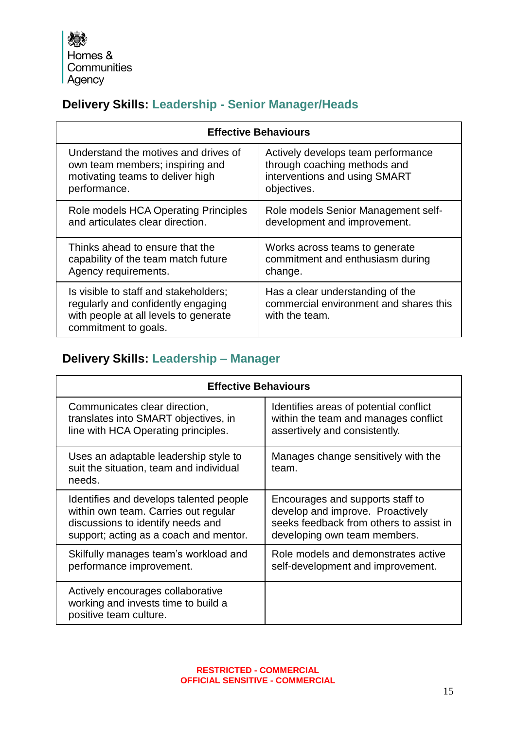Homes & Communities Agency

## Delivery Skills: Leadership - Senior Manager/Heads

| Effective Behaviours | |
|---|---|
| Understand the motives and drives of own team members; inspiring and motivating teams to deliver high performance. | Actively develops team performance through coaching methods and interventions and using SMART objectives. |
| Role models HCA Operating Principles and articulates clear direction. | Role models Senior Management self-development and improvement. |
| Thinks ahead to ensure that the capability of the team match future Agency requirements. | Works across teams to generate commitment and enthusiasm during change. |
| Is visible to staff and stakeholders; regularly and confidently engaging with people at all levels to generate commitment to goals. | Has a clear understanding of the commercial environment and shares this with the team. |

## Delivery Skills: Leadership – Manager

| Effective Behaviours | |
|---|---|
| Communicates clear direction, translates into SMART objectives, in line with HCA Operating principles. | Identifies areas of potential conflict within the team and manages conflict assertively and consistently. |
| Uses an adaptable leadership style to suit the situation, team and individual needs. | Manages change sensitively with the team. |
| Identifies and develops talented people within own team. Carries out regular discussions to identify needs and support; acting as a coach and mentor. | Encourages and supports staff to develop and improve. Proactively seeks feedback from others to assist in developing own team members. |
| Skilfully manages team's workload and performance improvement. | Role models and demonstrates active self-development and improvement. |
| Actively encourages collaborative working and invests time to build a positive team culture. | |

RESTRICTED - COMMERCIAL
OFFICIAL SENSITIVE - COMMERCIAL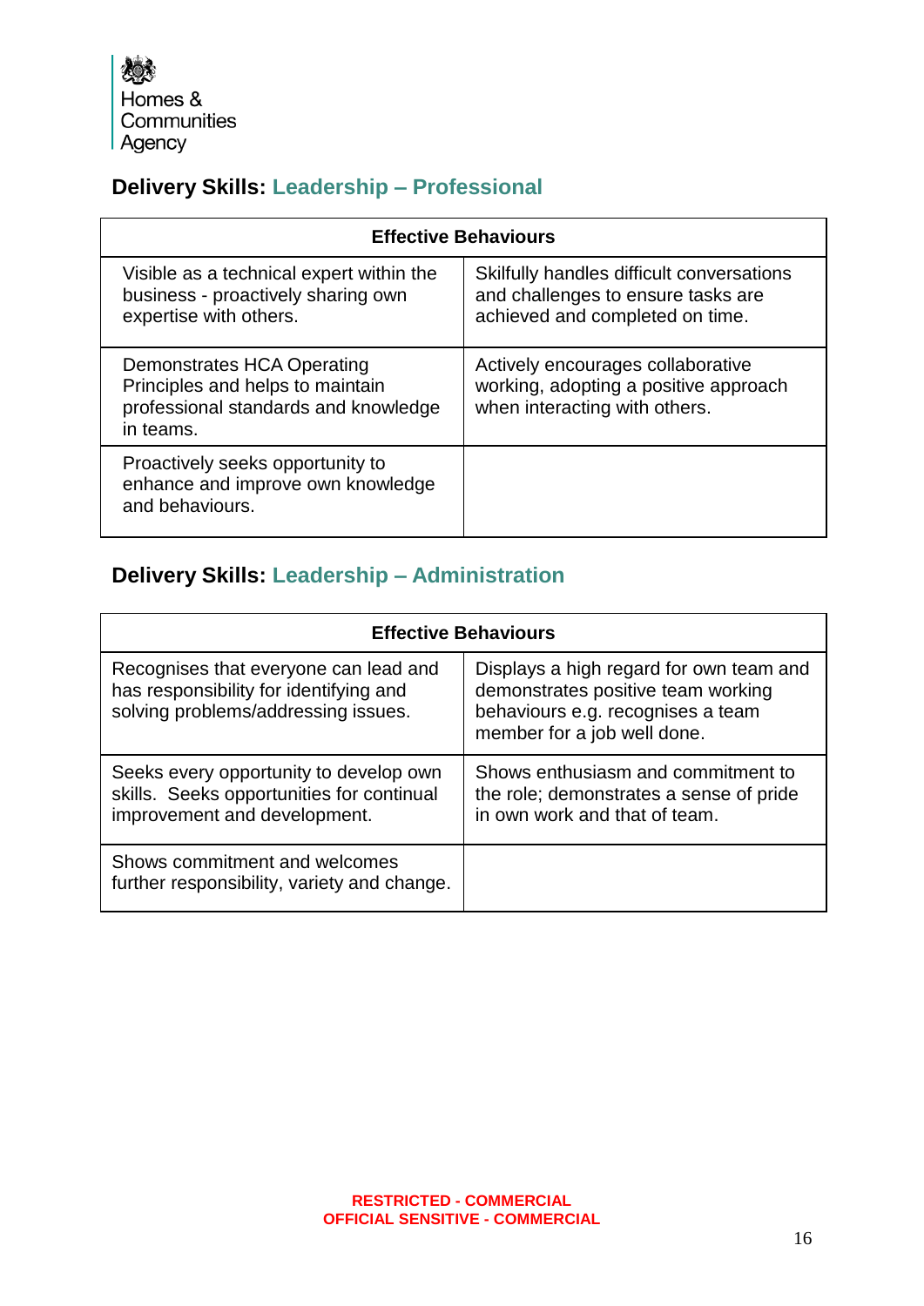Homes & Communities Agency

## Delivery Skills: Leadership – Professional

| Effective Behaviours | |
|---|---|
| Visible as a technical expert within the business - proactively sharing own expertise with others. | Skilfully handles difficult conversations and challenges to ensure tasks are achieved and completed on time. |
| Demonstrates HCA Operating Principles and helps to maintain professional standards and knowledge in teams. | Actively encourages collaborative working, adopting a positive approach when interacting with others. |
| Proactively seeks opportunity to enhance and improve own knowledge and behaviours. | |

## Delivery Skills: Leadership – Administration

| Effective Behaviours | |
|---|---|
| Recognises that everyone can lead and has responsibility for identifying and solving problems/addressing issues. | Displays a high regard for own team and demonstrates positive team working behaviours e.g. recognises a team member for a job well done. |
| Seeks every opportunity to develop own skills. Seeks opportunities for continual improvement and development. | Shows enthusiasm and commitment to the role; demonstrates a sense of pride in own work and that of team. |
| Shows commitment and welcomes further responsibility, variety and change. | |

RESTRICTED - COMMERCIAL
OFFICIAL SENSITIVE - COMMERCIAL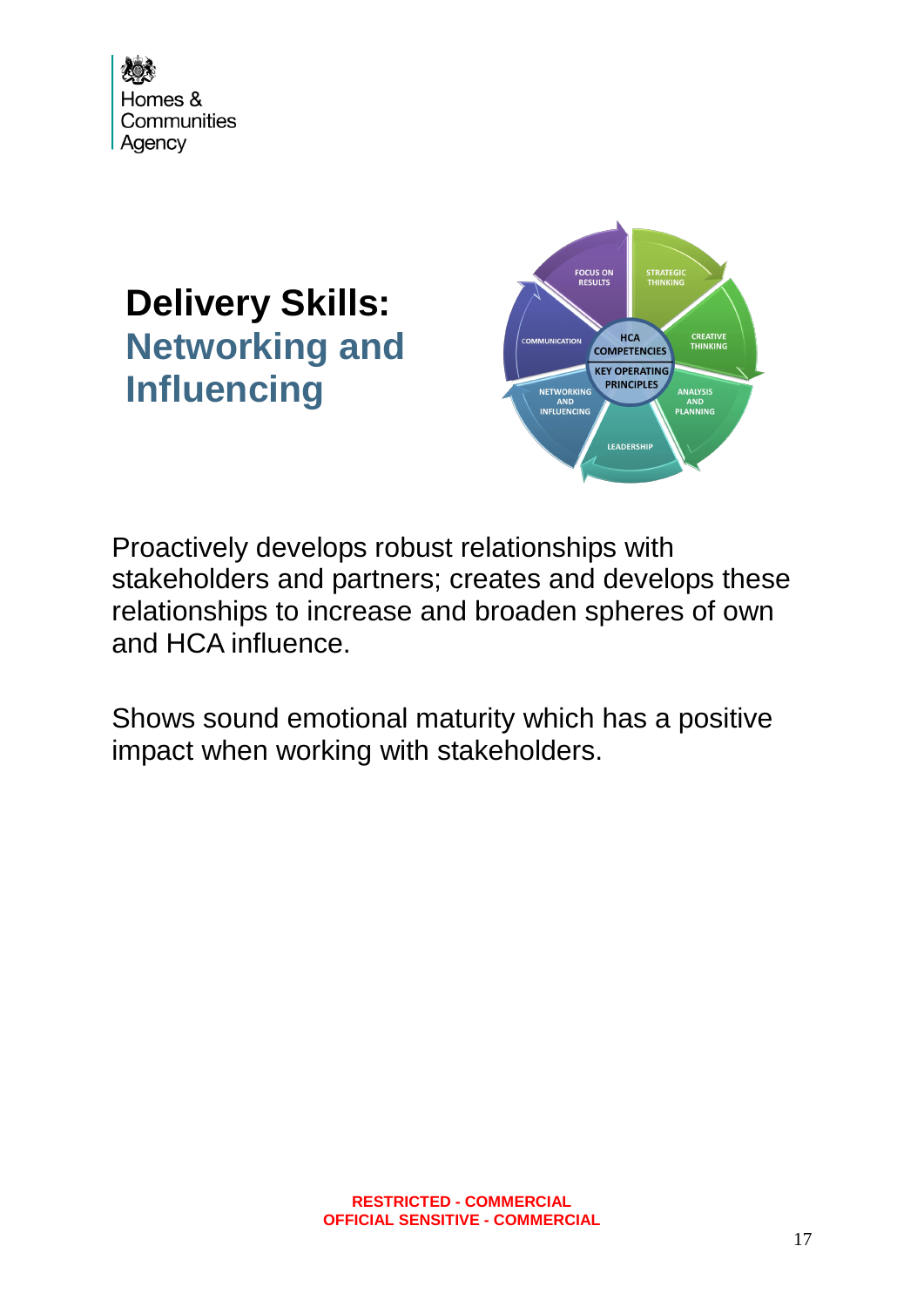# Delivery Skills: Networking and Influencing

Proactively develops robust relationships with stakeholders and partners; creates and develops these relationships to increase and broaden spheres of own and HCA influence.

Shows sound emotional maturity which has a positive impact when working with stakeholders.

RESTRICTED - COMMERCIAL
OFFICIAL SENSITIVE - COMMERCIAL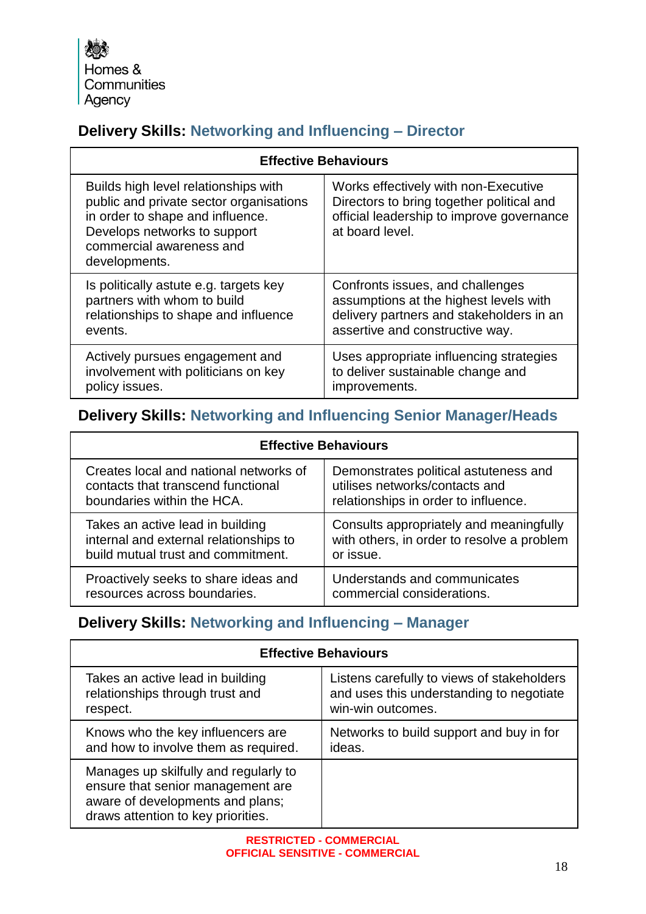Homes & Communities Agency

## Delivery Skills: Networking and Influencing – Director

| Effective Behaviours | |
|---|---|
| Builds high level relationships with public and private sector organisations in order to shape and influence. Develops networks to support commercial awareness and developments. | Works effectively with non-Executive Directors to bring together political and official leadership to improve governance at board level. |
| Is politically astute e.g. targets key partners with whom to build relationships to shape and influence events. | Confronts issues, and challenges assumptions at the highest levels with delivery partners and stakeholders in an assertive and constructive way. |
| Actively pursues engagement and involvement with politicians on key policy issues. | Uses appropriate influencing strategies to deliver sustainable change and improvements. |

## Delivery Skills: Networking and Influencing Senior Manager/Heads

| Effective Behaviours | |
|---|---|
| Creates local and national networks of contacts that transcend functional boundaries within the HCA. | Demonstrates political astuteness and utilises networks/contacts and relationships in order to influence. |
| Takes an active lead in building internal and external relationships to build mutual trust and commitment. | Consults appropriately and meaningfully with others, in order to resolve a problem or issue. |
| Proactively seeks to share ideas and resources across boundaries. | Understands and communicates commercial considerations. |

## Delivery Skills: Networking and Influencing – Manager

| Effective Behaviours | |
|---|---|
| Takes an active lead in building relationships through trust and respect. | Listens carefully to views of stakeholders and uses this understanding to negotiate win-win outcomes. |
| Knows who the key influencers are and how to involve them as required. | Networks to build support and buy in for ideas. |
| Manages up skilfully and regularly to ensure that senior management are aware of developments and plans; draws attention to key priorities. | |

RESTRICTED - COMMERCIAL
OFFICIAL SENSITIVE - COMMERCIAL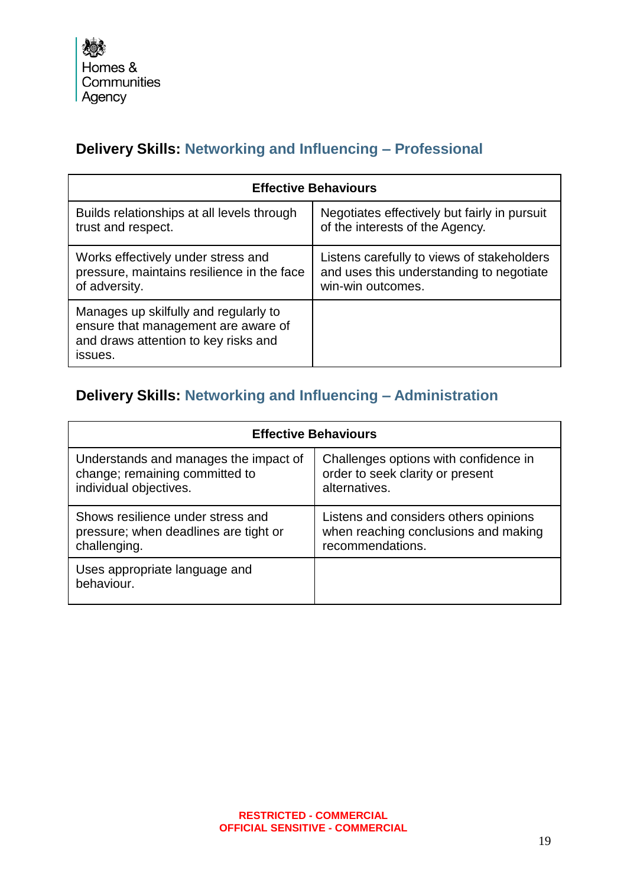**Delivery Skills: Networking and Influencing – Professional**

| Effective Behaviours | |
|---|---|
| Builds relationships at all levels through trust and respect. | Negotiates effectively but fairly in pursuit of the interests of the Agency. |
| Works effectively under stress and pressure, maintains resilience in the face of adversity. | Listens carefully to views of stakeholders and uses this understanding to negotiate win-win outcomes. |
| Manages up skilfully and regularly to ensure that management are aware of and draws attention to key risks and issues. | |

**Delivery Skills: Networking and Influencing – Administration**

| Effective Behaviours | |
|---|---|
| Understands and manages the impact of change; remaining committed to individual objectives. | Challenges options with confidence in order to seek clarity or present alternatives. |
| Shows resilience under stress and pressure; when deadlines are tight or challenging. | Listens and considers others opinions when reaching conclusions and making recommendations. |
| Uses appropriate language and behaviour. | |

RESTRICTED - COMMERCIAL
OFFICIAL SENSITIVE - COMMERCIAL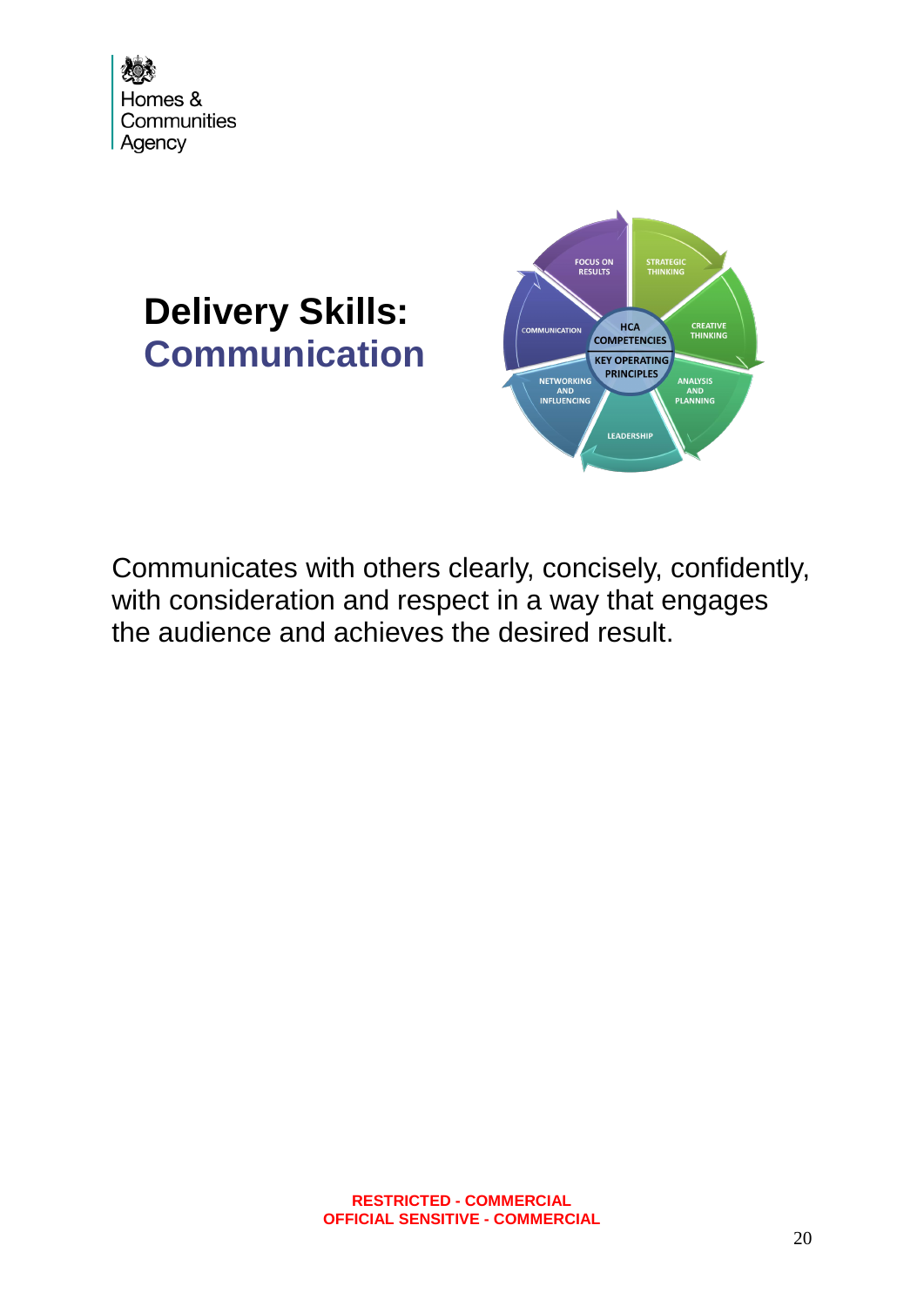# Delivery Skills: Communication

Communicates with others clearly, concisely, confidently, with consideration and respect in a way that engages the audience and achieves the desired result.

**RESTRICTED - COMMERCIAL**
**OFFICIAL SENSITIVE - COMMERCIAL**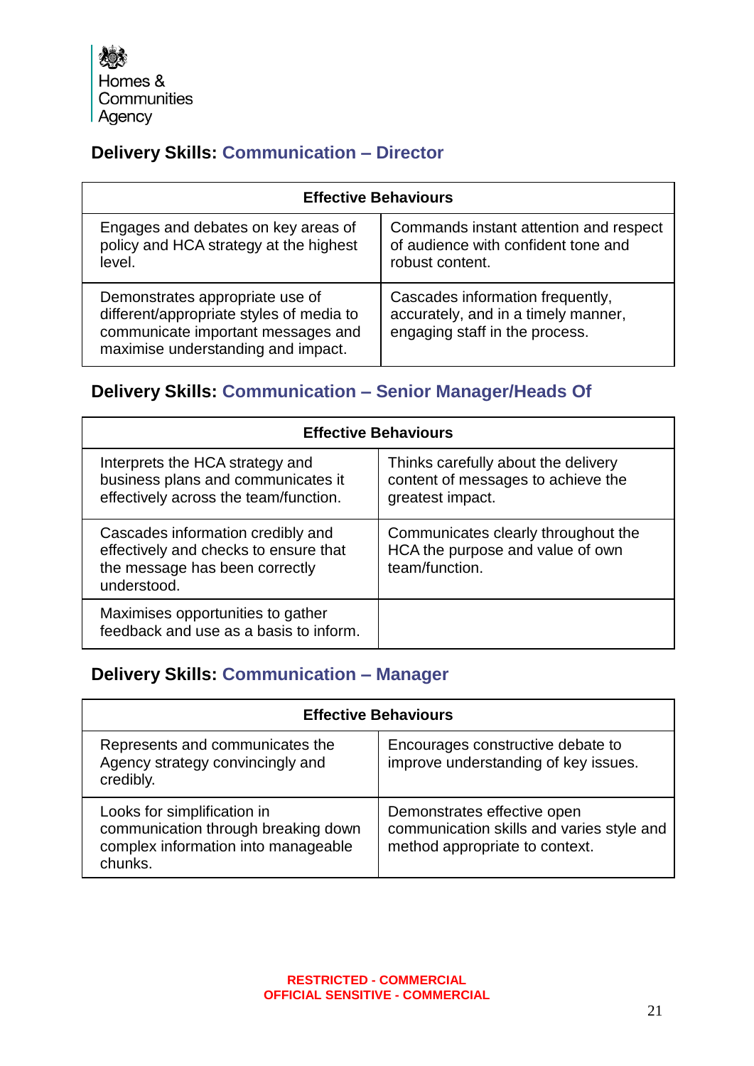## Delivery Skills: Communication – Director

| Effective Behaviours | |
|---|---|
| Engages and debates on key areas of policy and HCA strategy at the highest level. | Commands instant attention and respect of audience with confident tone and robust content. |
| Demonstrates appropriate use of different/appropriate styles of media to communicate important messages and maximise understanding and impact. | Cascades information frequently, accurately, and in a timely manner, engaging staff in the process. |

## Delivery Skills: Communication – Senior Manager/Heads Of

| Effective Behaviours | |
|---|---|
| Interprets the HCA strategy and business plans and communicates it effectively across the team/function. | Thinks carefully about the delivery content of messages to achieve the greatest impact. |
| Cascades information credibly and effectively and checks to ensure that the message has been correctly understood. | Communicates clearly throughout the HCA the purpose and value of own team/function. |
| Maximises opportunities to gather feedback and use as a basis to inform. | |

## Delivery Skills: Communication – Manager

| Effective Behaviours | |
|---|---|
| Represents and communicates the Agency strategy convincingly and credibly. | Encourages constructive debate to improve understanding of key issues. |
| Looks for simplification in communication through breaking down complex information into manageable chunks. | Demonstrates effective open communication skills and varies style and method appropriate to context. |

RESTRICTED - COMMERCIAL
OFFICIAL SENSITIVE - COMMERCIAL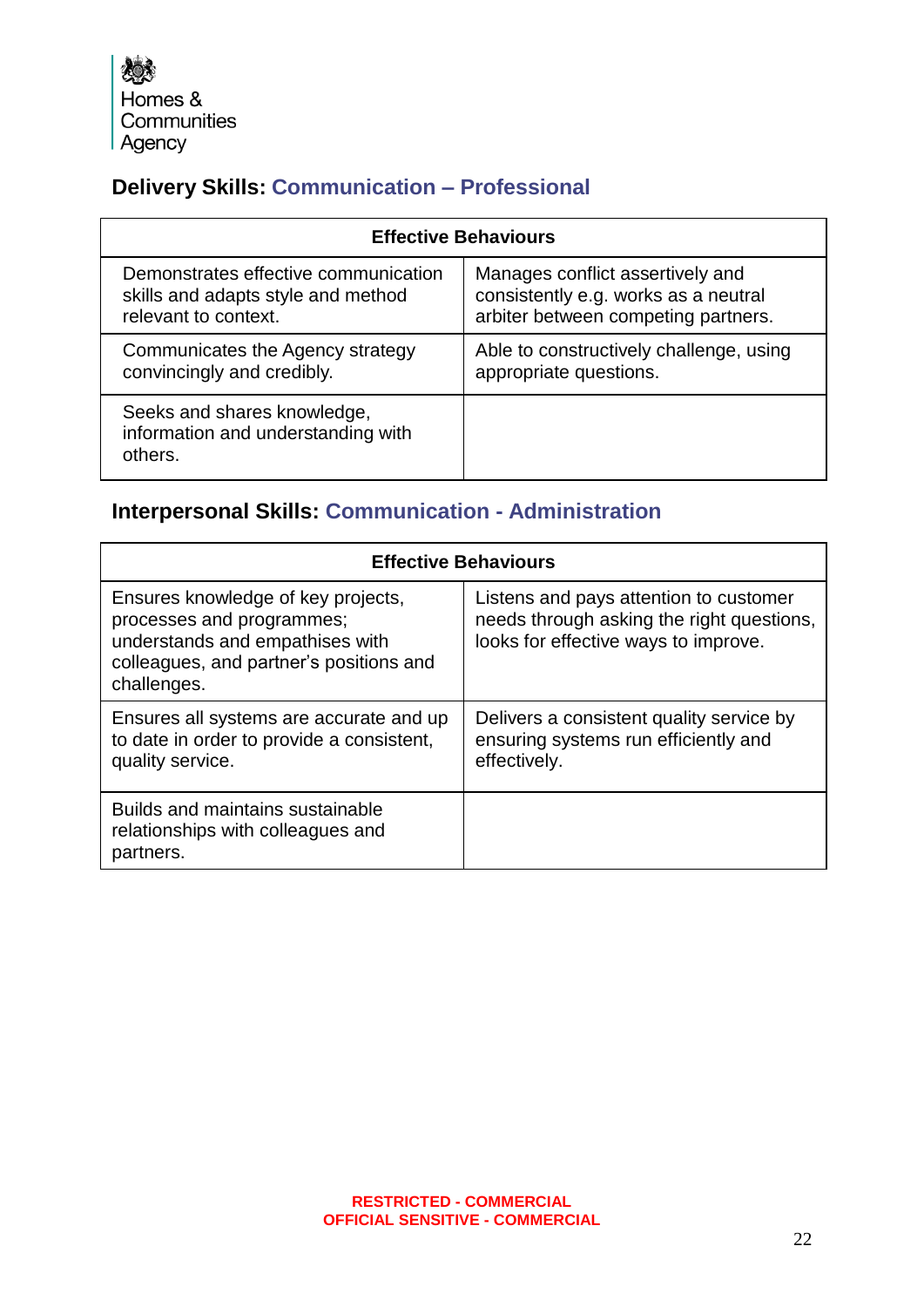Homes & Communities Agency

## Delivery Skills: Communication – Professional

| Effective Behaviours | |
|---|---|
| Demonstrates effective communication skills and adapts style and method relevant to context. | Manages conflict assertively and consistently e.g. works as a neutral arbiter between competing partners. |
| Communicates the Agency strategy convincingly and credibly. | Able to constructively challenge, using appropriate questions. |
| Seeks and shares knowledge, information and understanding with others. | |

## Interpersonal Skills: Communication - Administration

| Effective Behaviours | |
|---|---|
| Ensures knowledge of key projects, processes and programmes; understands and empathises with colleagues, and partner's positions and challenges. | Listens and pays attention to customer needs through asking the right questions, looks for effective ways to improve. |
| Ensures all systems are accurate and up to date in order to provide a consistent, quality service. | Delivers a consistent quality service by ensuring systems run efficiently and effectively. |
| Builds and maintains sustainable relationships with colleagues and partners. | |

RESTRICTED - COMMERCIAL
OFFICIAL SENSITIVE - COMMERCIAL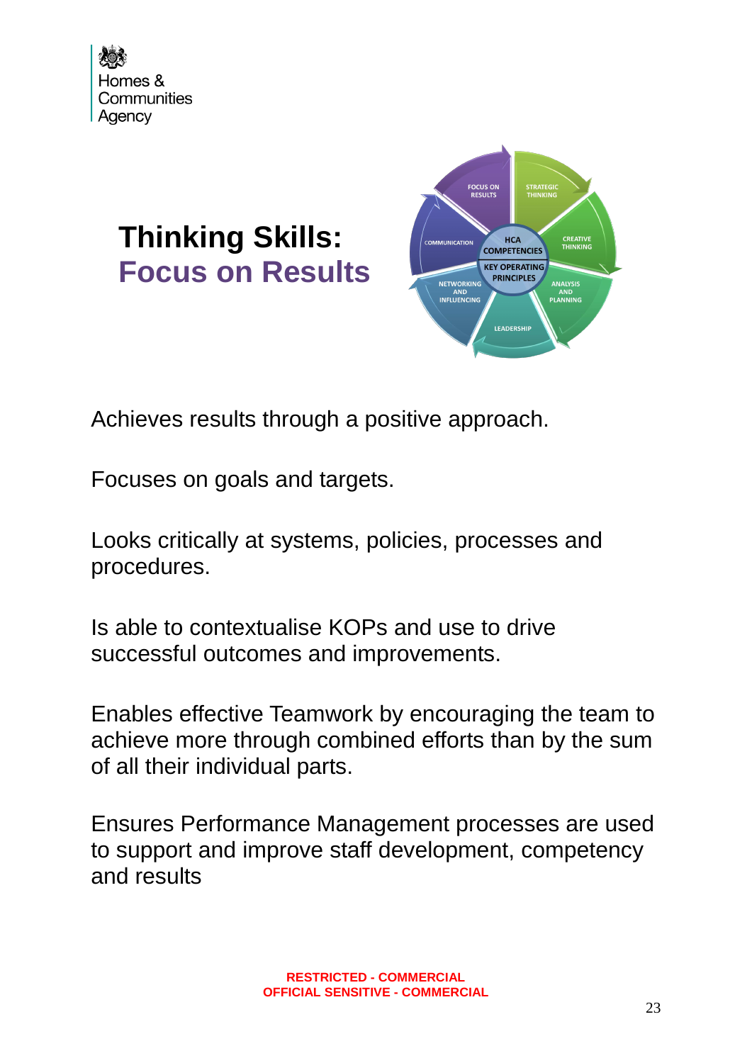# Thinking Skills: Focus on Results

Achieves results through a positive approach.

Focuses on goals and targets.

Looks critically at systems, policies, processes and procedures.

Is able to contextualise KOPs and use to drive successful outcomes and improvements.

Enables effective Teamwork by encouraging the team to achieve more through combined efforts than by the sum of all their individual parts.

Ensures Performance Management processes are used to support and improve staff development, competency and results

**RESTRICTED - COMMERCIAL**
**OFFICIAL SENSITIVE - COMMERCIAL**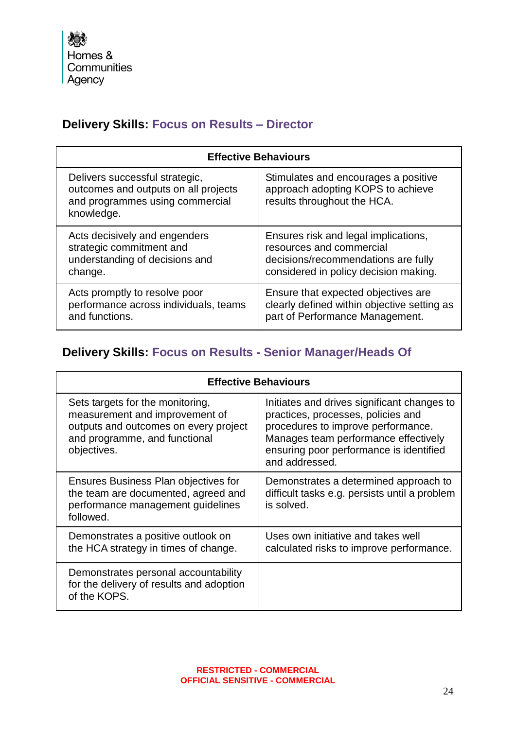Homes & Communities Agency

## Delivery Skills: Focus on Results – Director

| Effective Behaviours | |
|---|---|
| Delivers successful strategic, outcomes and outputs on all projects and programmes using commercial knowledge. | Stimulates and encourages a positive approach adopting KOPS to achieve results throughout the HCA. |
| Acts decisively and engenders strategic commitment and understanding of decisions and change. | Ensures risk and legal implications, resources and commercial decisions/recommendations are fully considered in policy decision making. |
| Acts promptly to resolve poor performance across individuals, teams and functions. | Ensure that expected objectives are clearly defined within objective setting as part of Performance Management. |

## Delivery Skills: Focus on Results - Senior Manager/Heads Of

| Effective Behaviours | |
|---|---|
| Sets targets for the monitoring, measurement and improvement of outputs and outcomes on every project and programme, and functional objectives. | Initiates and drives significant changes to practices, processes, policies and procedures to improve performance. Manages team performance effectively ensuring poor performance is identified and addressed. |
| Ensures Business Plan objectives for the team are documented, agreed and performance management guidelines followed. | Demonstrates a determined approach to difficult tasks e.g. persists until a problem is solved. |
| Demonstrates a positive outlook on the HCA strategy in times of change. | Uses own initiative and takes well calculated risks to improve performance. |
| Demonstrates personal accountability for the delivery of results and adoption of the KOPS. | |

RESTRICTED - COMMERCIAL
OFFICIAL SENSITIVE - COMMERCIAL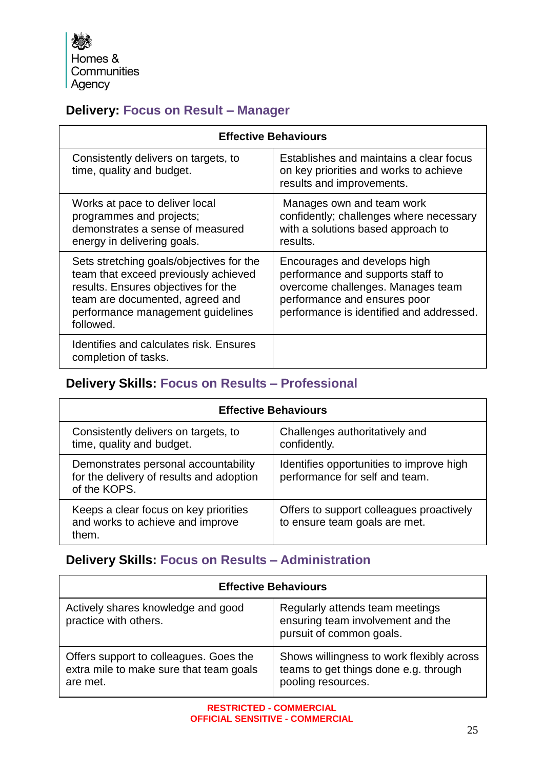## Delivery: Focus on Result – Manager

| Effective Behaviours | |
|---|---|
| Consistently delivers on targets, to time, quality and budget. | Establishes and maintains a clear focus on key priorities and works to achieve results and improvements. |
| Works at pace to deliver local programmes and projects; demonstrates a sense of measured energy in delivering goals. | Manages own and team work confidently; challenges where necessary with a solutions based approach to results. |
| Sets stretching goals/objectives for the team that exceed previously achieved results. Ensures objectives for the team are documented, agreed and performance management guidelines followed. | Encourages and develops high performance and supports staff to overcome challenges. Manages team performance and ensures poor performance is identified and addressed. |
| Identifies and calculates risk. Ensures completion of tasks. | |

## Delivery Skills: Focus on Results – Professional

| Effective Behaviours | |
|---|---|
| Consistently delivers on targets, to time, quality and budget. | Challenges authoritatively and confidently. |
| Demonstrates personal accountability for the delivery of results and adoption of the KOPS. | Identifies opportunities to improve high performance for self and team. |
| Keeps a clear focus on key priorities and works to achieve and improve them. | Offers to support colleagues proactively to ensure team goals are met. |

## Delivery Skills: Focus on Results – Administration

| Effective Behaviours | |
|---|---|
| Actively shares knowledge and good practice with others. | Regularly attends team meetings ensuring team involvement and the pursuit of common goals. |
| Offers support to colleagues. Goes the extra mile to make sure that team goals are met. | Shows willingness to work flexibly across teams to get things done e.g. through pooling resources. |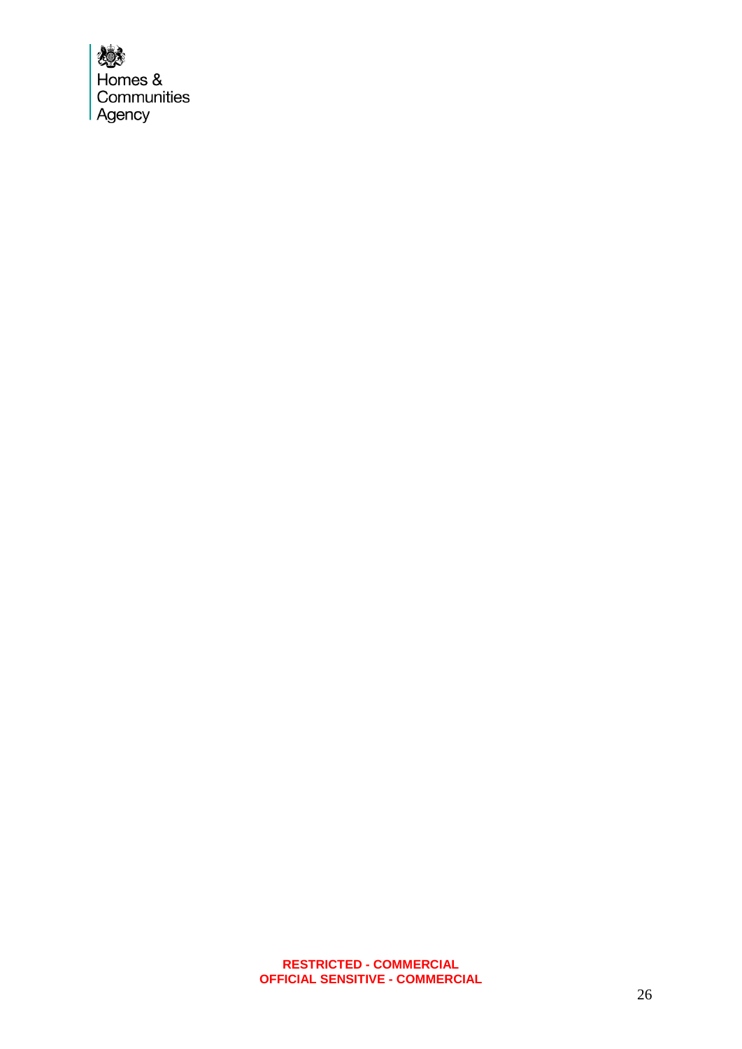Homes & Communities Agency

RESTRICTED - COMMERCIAL
OFFICIAL SENSITIVE - COMMERCIAL